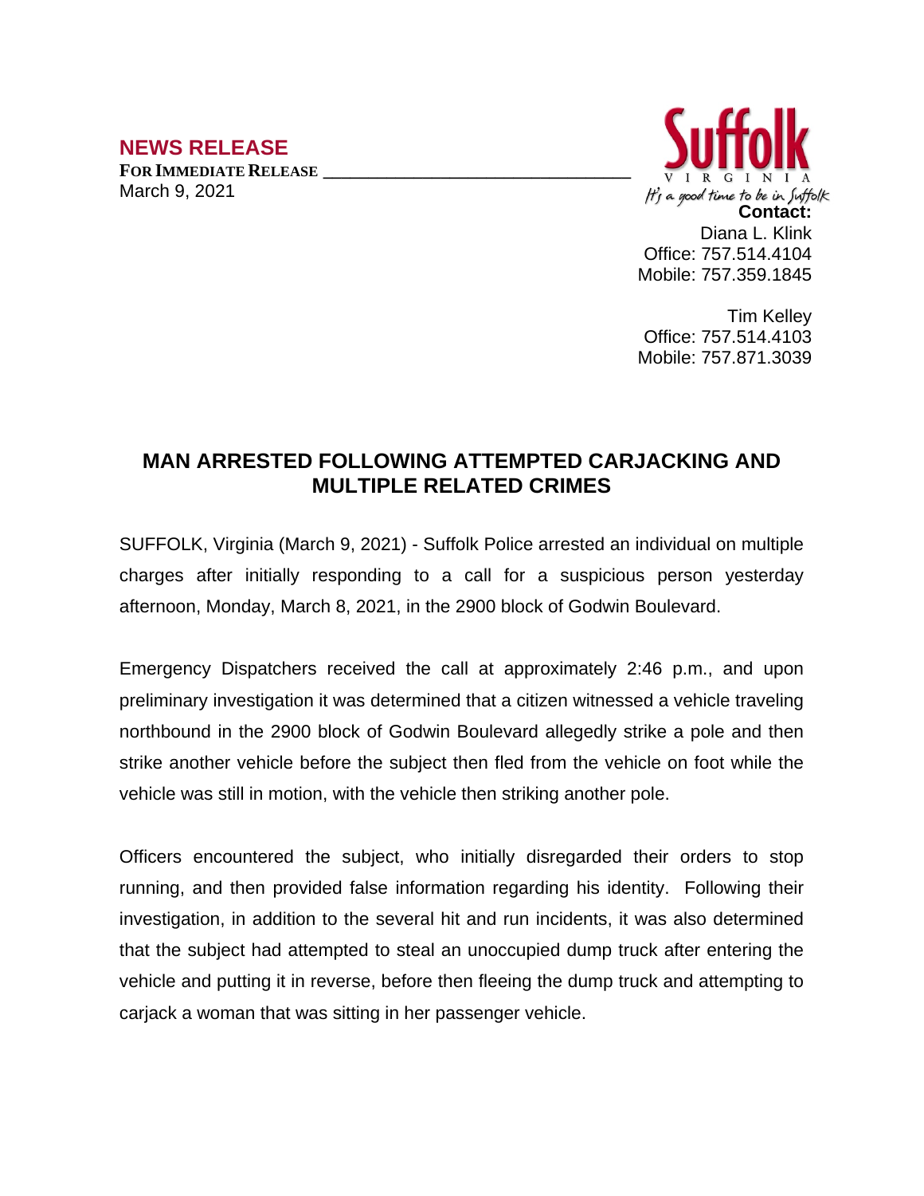## NEWS RELEASE

**FOR IMMEDIATE RELEASE**

March 9, 2021

Suffolk
VIRGINIA
*It's a good time to be in Suffolk*

**Contact:**
Diana L. Klink
Office: 757.514.4104
Mobile: 757.359.1845

Tim Kelley
Office: 757.514.4103
Mobile: 757.871.3039

# MAN ARRESTED FOLLOWING ATTEMPTED CARJACKING AND MULTIPLE RELATED CRIMES

SUFFOLK, Virginia (March 9, 2021) - Suffolk Police arrested an individual on multiple charges after initially responding to a call for a suspicious person yesterday afternoon, Monday, March 8, 2021, in the 2900 block of Godwin Boulevard.

Emergency Dispatchers received the call at approximately 2:46 p.m., and upon preliminary investigation it was determined that a citizen witnessed a vehicle traveling northbound in the 2900 block of Godwin Boulevard allegedly strike a pole and then strike another vehicle before the subject then fled from the vehicle on foot while the vehicle was still in motion, with the vehicle then striking another pole.

Officers encountered the subject, who initially disregarded their orders to stop running, and then provided false information regarding his identity. Following their investigation, in addition to the several hit and run incidents, it was also determined that the subject had attempted to steal an unoccupied dump truck after entering the vehicle and putting it in reverse, before then fleeing the dump truck and attempting to carjack a woman that was sitting in her passenger vehicle.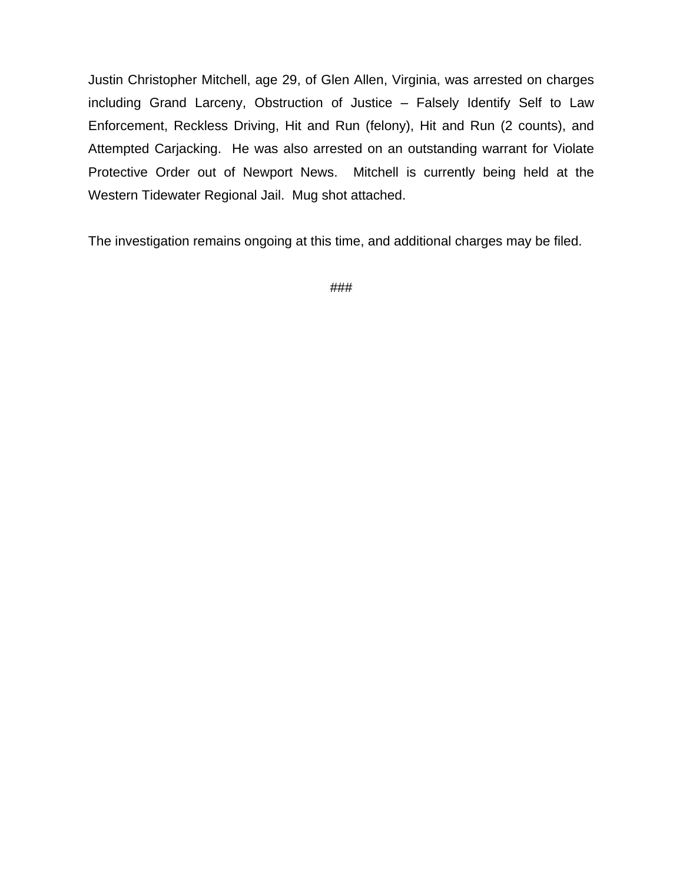Justin Christopher Mitchell, age 29, of Glen Allen, Virginia, was arrested on charges including Grand Larceny, Obstruction of Justice – Falsely Identify Self to Law Enforcement, Reckless Driving, Hit and Run (felony), Hit and Run (2 counts), and Attempted Carjacking.  He was also arrested on an outstanding warrant for Violate Protective Order out of Newport News.  Mitchell is currently being held at the Western Tidewater Regional Jail.  Mug shot attached.

The investigation remains ongoing at this time, and additional charges may be filed.

###